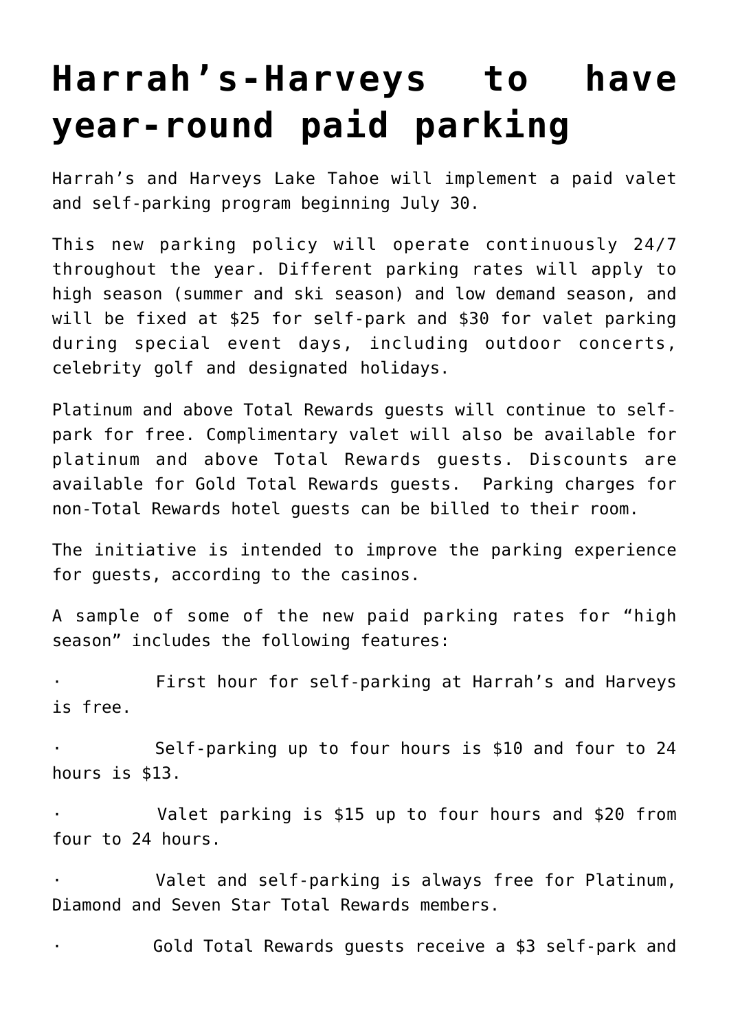# Harrah's-Harveys to have year-round paid parking

Harrah's and Harveys Lake Tahoe will implement a paid valet and self-parking program beginning July 30.

This new parking policy will operate continuously 24/7 throughout the year. Different parking rates will apply to high season (summer and ski season) and low demand season, and will be fixed at $25 for self-park and $30 for valet parking during special event days, including outdoor concerts, celebrity golf and designated holidays.

Platinum and above Total Rewards guests will continue to self-park for free. Complimentary valet will also be available for platinum and above Total Rewards guests. Discounts are available for Gold Total Rewards guests. Parking charges for non-Total Rewards hotel guests can be billed to their room.

The initiative is intended to improve the parking experience for guests, according to the casinos.

A sample of some of the new paid parking rates for "high season" includes the following features:

- First hour for self-parking at Harrah's and Harveys is free.
- Self-parking up to four hours is $10 and four to 24 hours is $13.
- Valet parking is $15 up to four hours and $20 from four to 24 hours.
- Valet and self-parking is always free for Platinum, Diamond and Seven Star Total Rewards members.
- Gold Total Rewards guests receive a $3 self-park and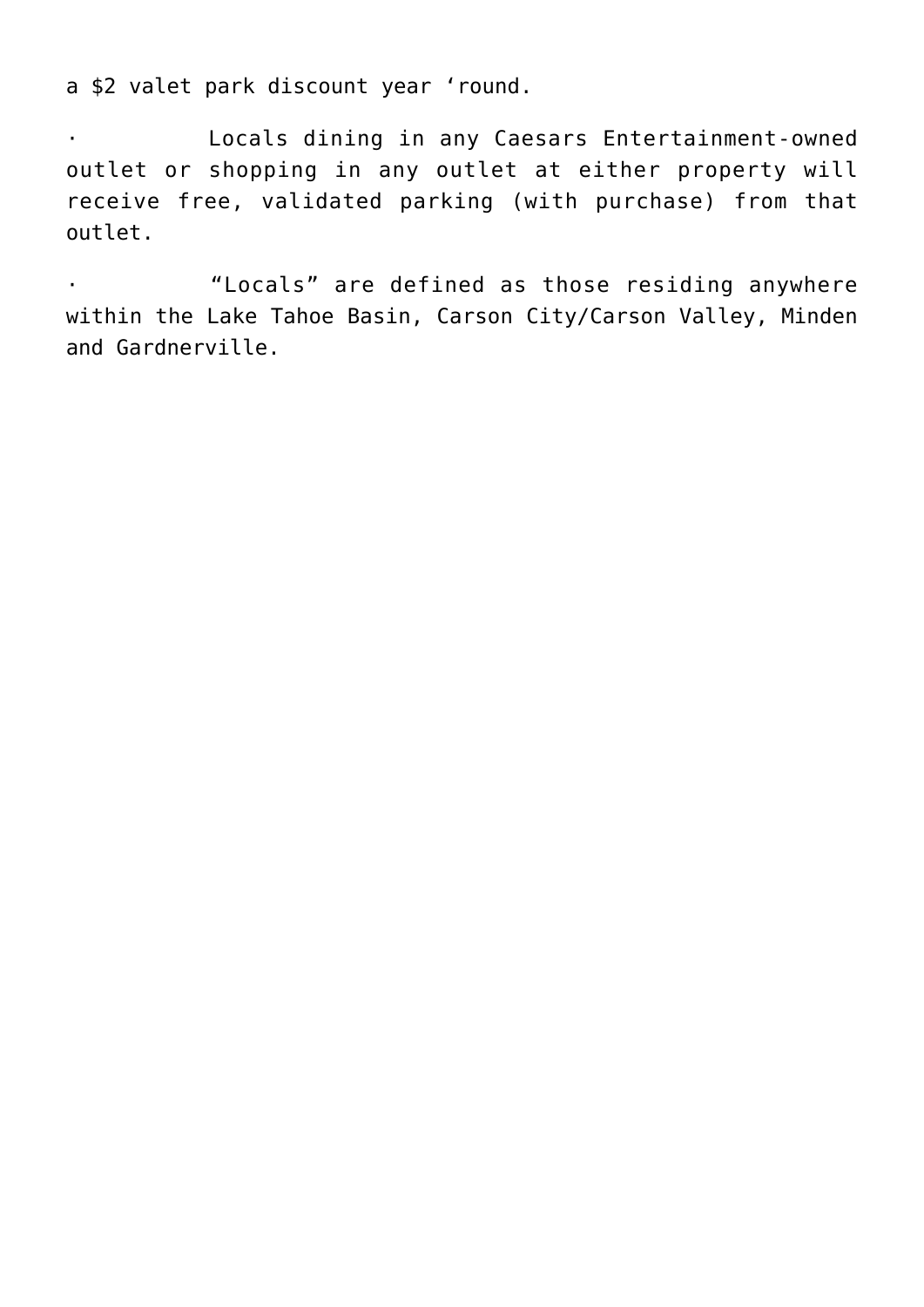a $2 valet park discount year ‘round.

- Locals dining in any Caesars Entertainment-owned outlet or shopping in any outlet at either property will receive free, validated parking (with purchase) from that outlet.

- “Locals” are defined as those residing anywhere within the Lake Tahoe Basin, Carson City/Carson Valley, Minden and Gardnerville.